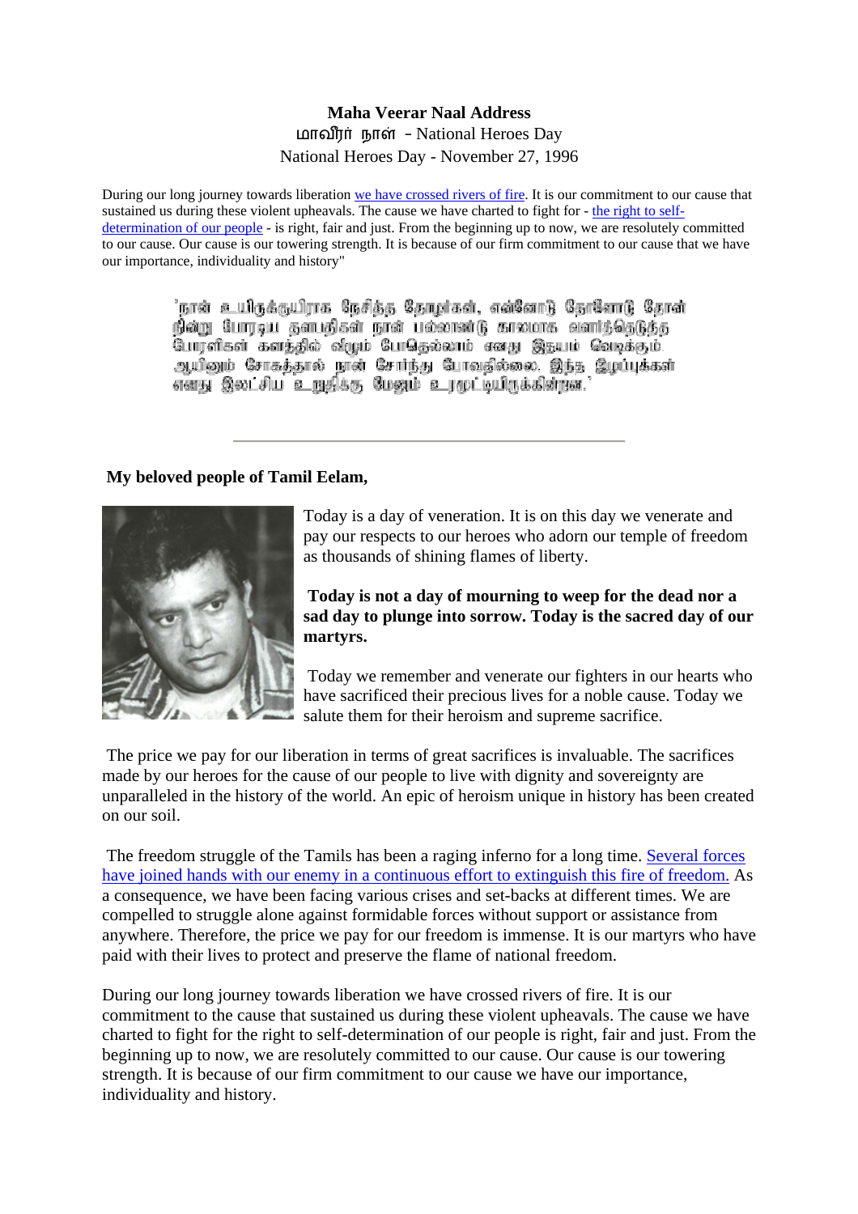# Maha Veerar Naal Address

மாவீரர் நாள் – National Heroes Day

National Heroes Day - November 27, 1996

During our long journey towards liberation we have crossed rivers of fire. It is our commitment to our cause that sustained us during these violent upheavals. The cause we have charted to fight for - the right to self-determination of our people - is right, fair and just. From the beginning up to now, we are resolutely committed to our cause. Our cause is our towering strength. It is because of our firm commitment to our cause that we have our importance, individuality and history"

'நான் உயிருக்குயிராக நேசித்த தோழர்கள், என்னோடு தோளோடு தோள் நின்று போராடிய தளபதிகள் நான் பல்லாண்டு காலமாக வளர்த்தெடுத்த போராளிகள் களத்தில் வீழும் போதெல்லாம் எனது இதயம் வெடிக்கும். ஆயினும் சோகத்தால் நான் சோர்ந்து போவதில்லை. இந்த இழப்புகள் எனது இலட்சிய உறுதிக்கு மேலும் உரமூட்டியிருக்கின்றன.'

---

**My beloved people of Tamil Eelam,**

Today is a day of veneration. It is on this day we venerate and pay our respects to our heroes who adorn our temple of freedom as thousands of shining flames of liberty.

**Today is not a day of mourning to weep for the dead nor a sad day to plunge into sorrow. Today is the sacred day of our martyrs.**

Today we remember and venerate our fighters in our hearts who have sacrificed their precious lives for a noble cause. Today we salute them for their heroism and supreme sacrifice.

The price we pay for our liberation in terms of great sacrifices is invaluable. The sacrifices made by our heroes for the cause of our people to live with dignity and sovereignty are unparalleled in the history of the world. An epic of heroism unique in history has been created on our soil.

The freedom struggle of the Tamils has been a raging inferno for a long time. Several forces have joined hands with our enemy in a continuous effort to extinguish this fire of freedom. As a consequence, we have been facing various crises and set-backs at different times. We are compelled to struggle alone against formidable forces without support or assistance from anywhere. Therefore, the price we pay for our freedom is immense. It is our martyrs who have paid with their lives to protect and preserve the flame of national freedom.

During our long journey towards liberation we have crossed rivers of fire. It is our commitment to the cause that sustained us during these violent upheavals. The cause we have charted to fight for the right to self-determination of our people is right, fair and just. From the beginning up to now, we are resolutely committed to our cause. Our cause is our towering strength. It is because of our firm commitment to our cause we have our importance, individuality and history.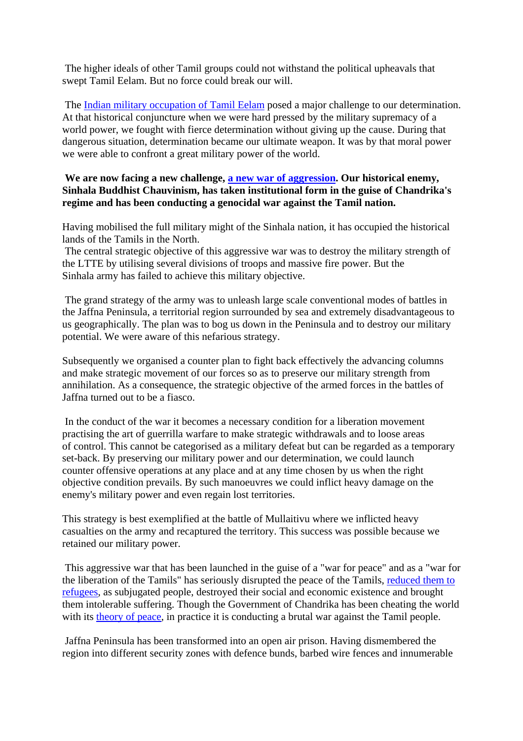The higher ideals of other Tamil groups could not withstand the political upheavals that swept Tamil Eelam. But no force could break our will.

The Indian military occupation of Tamil Eelam posed a major challenge to our determination. At that historical conjuncture when we were hard pressed by the military supremacy of a world power, we fought with fierce determination without giving up the cause. During that dangerous situation, determination became our ultimate weapon. It was by that moral power we were able to confront a great military power of the world.

**We are now facing a new challenge, a new war of aggression. Our historical enemy, Sinhala Buddhist Chauvinism, has taken institutional form in the guise of Chandrika's regime and has been conducting a genocidal war against the Tamil nation.**

Having mobilised the full military might of the Sinhala nation, it has occupied the historical lands of the Tamils in the North.
The central strategic objective of this aggressive war was to destroy the military strength of the LTTE by utilising several divisions of troops and massive fire power. But the Sinhala army has failed to achieve this military objective.

The grand strategy of the army was to unleash large scale conventional modes of battles in the Jaffna Peninsula, a territorial region surrounded by sea and extremely disadvantageous to us geographically. The plan was to bog us down in the Peninsula and to destroy our military potential. We were aware of this nefarious strategy.

Subsequently we organised a counter plan to fight back effectively the advancing columns and make strategic movement of our forces so as to preserve our military strength from annihilation. As a consequence, the strategic objective of the armed forces in the battles of Jaffna turned out to be a fiasco.

In the conduct of the war it becomes a necessary condition for a liberation movement practising the art of guerrilla warfare to make strategic withdrawals and to loose areas of control. This cannot be categorised as a military defeat but can be regarded as a temporary set-back. By preserving our military power and our determination, we could launch counter offensive operations at any place and at any time chosen by us when the right objective condition prevails. By such manoeuvres we could inflict heavy damage on the enemy's military power and even regain lost territories.

This strategy is best exemplified at the battle of Mullaitivu where we inflicted heavy casualties on the army and recaptured the territory. This success was possible because we retained our military power.

This aggressive war that has been launched in the guise of a "war for peace" and as a "war for the liberation of the Tamils" has seriously disrupted the peace of the Tamils, reduced them to refugees, as subjugated people, destroyed their social and economic existence and brought them intolerable suffering. Though the Government of Chandrika has been cheating the world with its theory of peace, in practice it is conducting a brutal war against the Tamil people.

Jaffna Peninsula has been transformed into an open air prison. Having dismembered the region into different security zones with defence bunds, barbed wire fences and innumerable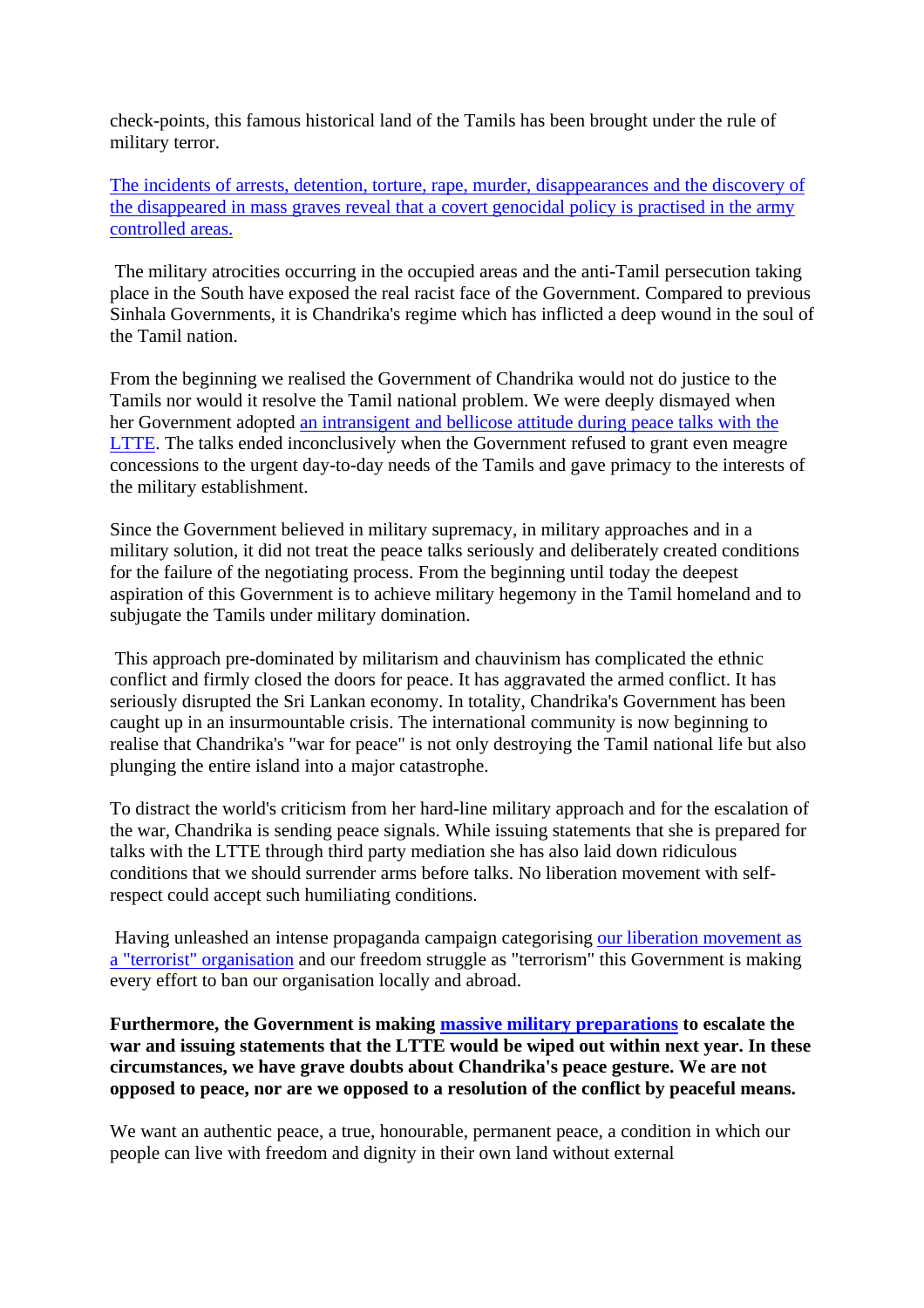check-points, this famous historical land of the Tamils has been brought under the rule of military terror.

The incidents of arrests, detention, torture, rape, murder, disappearances and the discovery of the disappeared in mass graves reveal that a covert genocidal policy is practised in the army controlled areas.

The military atrocities occurring in the occupied areas and the anti-Tamil persecution taking place in the South have exposed the real racist face of the Government. Compared to previous Sinhala Governments, it is Chandrika's regime which has inflicted a deep wound in the soul of the Tamil nation.

From the beginning we realised the Government of Chandrika would not do justice to the Tamils nor would it resolve the Tamil national problem. We were deeply dismayed when her Government adopted an intransigent and bellicose attitude during peace talks with the LTTE. The talks ended inconclusively when the Government refused to grant even meagre concessions to the urgent day-to-day needs of the Tamils and gave primacy to the interests of the military establishment.

Since the Government believed in military supremacy, in military approaches and in a military solution, it did not treat the peace talks seriously and deliberately created conditions for the failure of the negotiating process. From the beginning until today the deepest aspiration of this Government is to achieve military hegemony in the Tamil homeland and to subjugate the Tamils under military domination.

This approach pre-dominated by militarism and chauvinism has complicated the ethnic conflict and firmly closed the doors for peace. It has aggravated the armed conflict. It has seriously disrupted the Sri Lankan economy. In totality, Chandrika's Government has been caught up in an insurmountable crisis. The international community is now beginning to realise that Chandrika's "war for peace" is not only destroying the Tamil national life but also plunging the entire island into a major catastrophe.

To distract the world's criticism from her hard-line military approach and for the escalation of the war, Chandrika is sending peace signals. While issuing statements that she is prepared for talks with the LTTE through third party mediation she has also laid down ridiculous conditions that we should surrender arms before talks. No liberation movement with self-respect could accept such humiliating conditions.

Having unleashed an intense propaganda campaign categorising our liberation movement as a "terrorist" organisation and our freedom struggle as "terrorism" this Government is making every effort to ban our organisation locally and abroad.

**Furthermore, the Government is making massive military preparations to escalate the war and issuing statements that the LTTE would be wiped out within next year. In these circumstances, we have grave doubts about Chandrika's peace gesture. We are not opposed to peace, nor are we opposed to a resolution of the conflict by peaceful means.**

We want an authentic peace, a true, honourable, permanent peace, a condition in which our people can live with freedom and dignity in their own land without external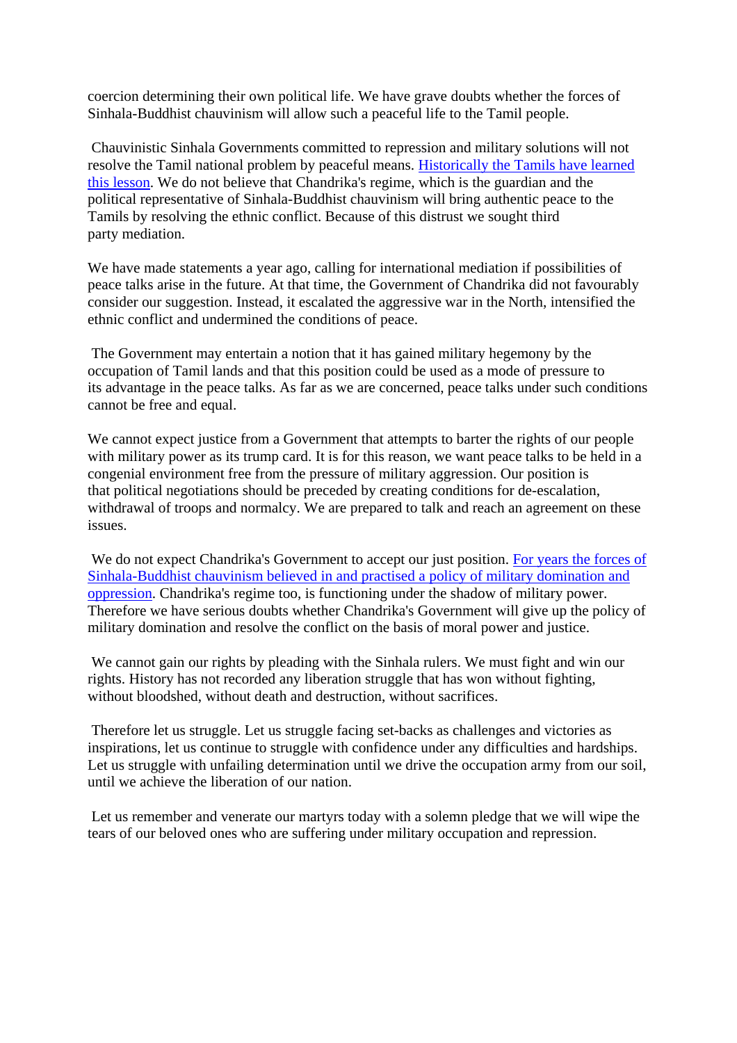coercion determining their own political life. We have grave doubts whether the forces of Sinhala-Buddhist chauvinism will allow such a peaceful life to the Tamil people.

Chauvinistic Sinhala Governments committed to repression and military solutions will not resolve the Tamil national problem by peaceful means. Historically the Tamils have learned this lesson. We do not believe that Chandrika's regime, which is the guardian and the political representative of Sinhala-Buddhist chauvinism will bring authentic peace to the Tamils by resolving the ethnic conflict. Because of this distrust we sought third party mediation.

We have made statements a year ago, calling for international mediation if possibilities of peace talks arise in the future. At that time, the Government of Chandrika did not favourably consider our suggestion. Instead, it escalated the aggressive war in the North, intensified the ethnic conflict and undermined the conditions of peace.

The Government may entertain a notion that it has gained military hegemony by the occupation of Tamil lands and that this position could be used as a mode of pressure to its advantage in the peace talks. As far as we are concerned, peace talks under such conditions cannot be free and equal.

We cannot expect justice from a Government that attempts to barter the rights of our people with military power as its trump card. It is for this reason, we want peace talks to be held in a congenial environment free from the pressure of military aggression. Our position is that political negotiations should be preceded by creating conditions for de-escalation, withdrawal of troops and normalcy. We are prepared to talk and reach an agreement on these issues.

We do not expect Chandrika's Government to accept our just position. For years the forces of Sinhala-Buddhist chauvinism believed in and practised a policy of military domination and oppression. Chandrika's regime too, is functioning under the shadow of military power. Therefore we have serious doubts whether Chandrika's Government will give up the policy of military domination and resolve the conflict on the basis of moral power and justice.

We cannot gain our rights by pleading with the Sinhala rulers. We must fight and win our rights. History has not recorded any liberation struggle that has won without fighting, without bloodshed, without death and destruction, without sacrifices.

Therefore let us struggle. Let us struggle facing set-backs as challenges and victories as inspirations, let us continue to struggle with confidence under any difficulties and hardships. Let us struggle with unfailing determination until we drive the occupation army from our soil, until we achieve the liberation of our nation.

Let us remember and venerate our martyrs today with a solemn pledge that we will wipe the tears of our beloved ones who are suffering under military occupation and repression.